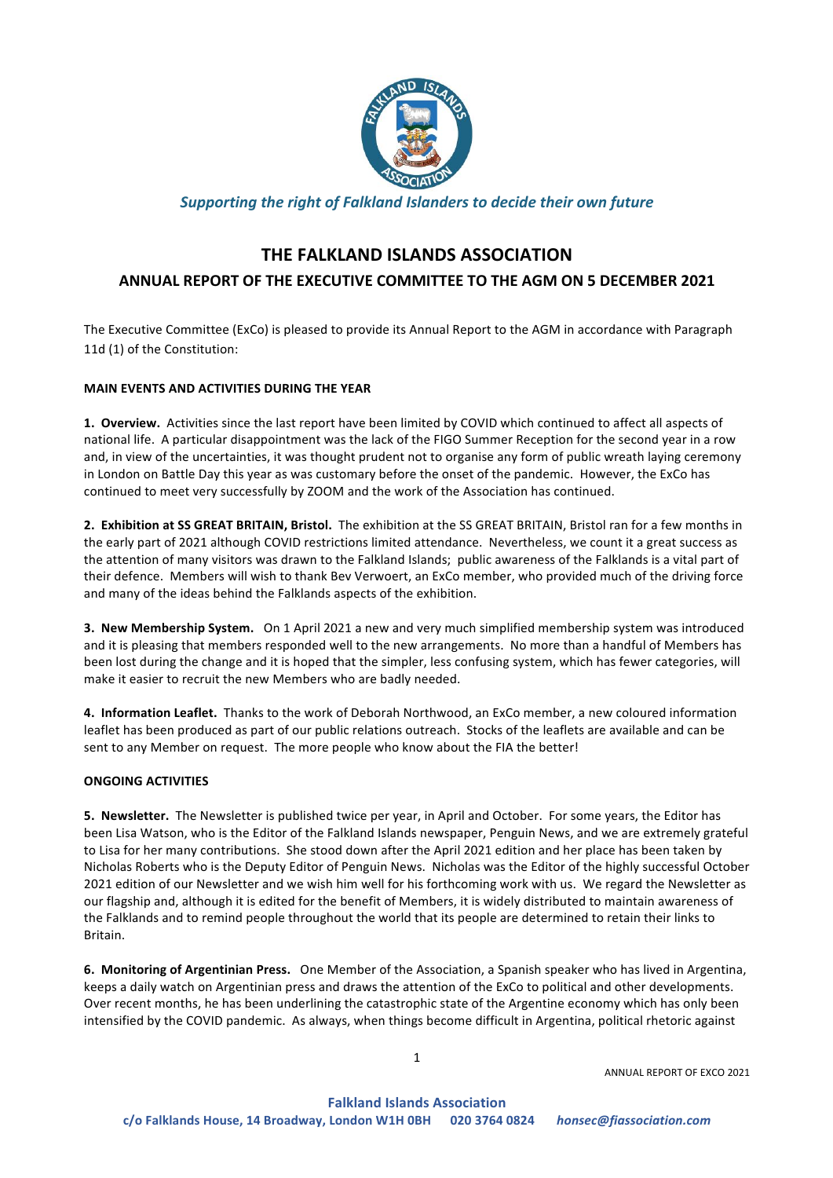*Supporting the right of Falkland Islanders to decide their own future*

# THE FALKLAND ISLANDS ASSOCIATION

## ANNUAL REPORT OF THE EXECUTIVE COMMITTEE TO THE AGM ON 5 DECEMBER 2021

The Executive Committee (ExCo) is pleased to provide its Annual Report to the AGM in accordance with Paragraph 11d (1) of the Constitution:

### MAIN EVENTS AND ACTIVITIES DURING THE YEAR

**1. Overview.** Activities since the last report have been limited by COVID which continued to affect all aspects of national life. A particular disappointment was the lack of the FIGO Summer Reception for the second year in a row and, in view of the uncertainties, it was thought prudent not to organise any form of public wreath laying ceremony in London on Battle Day this year as was customary before the onset of the pandemic. However, the ExCo has continued to meet very successfully by ZOOM and the work of the Association has continued.

**2. Exhibition at SS GREAT BRITAIN, Bristol.** The exhibition at the SS GREAT BRITAIN, Bristol ran for a few months in the early part of 2021 although COVID restrictions limited attendance. Nevertheless, we count it a great success as the attention of many visitors was drawn to the Falkland Islands; public awareness of the Falklands is a vital part of their defence. Members will wish to thank Bev Verwoert, an ExCo member, who provided much of the driving force and many of the ideas behind the Falklands aspects of the exhibition.

**3. New Membership System.** On 1 April 2021 a new and very much simplified membership system was introduced and it is pleasing that members responded well to the new arrangements. No more than a handful of Members has been lost during the change and it is hoped that the simpler, less confusing system, which has fewer categories, will make it easier to recruit the new Members who are badly needed.

**4. Information Leaflet.** Thanks to the work of Deborah Northwood, an ExCo member, a new coloured information leaflet has been produced as part of our public relations outreach. Stocks of the leaflets are available and can be sent to any Member on request. The more people who know about the FIA the better!

### ONGOING ACTIVITIES

**5. Newsletter.** The Newsletter is published twice per year, in April and October. For some years, the Editor has been Lisa Watson, who is the Editor of the Falkland Islands newspaper, Penguin News, and we are extremely grateful to Lisa for her many contributions. She stood down after the April 2021 edition and her place has been taken by Nicholas Roberts who is the Deputy Editor of Penguin News. Nicholas was the Editor of the highly successful October 2021 edition of our Newsletter and we wish him well for his forthcoming work with us. We regard the Newsletter as our flagship and, although it is edited for the benefit of Members, it is widely distributed to maintain awareness of the Falklands and to remind people throughout the world that its people are determined to retain their links to Britain.

**6. Monitoring of Argentinian Press.** One Member of the Association, a Spanish speaker who has lived in Argentina, keeps a daily watch on Argentinian press and draws the attention of the ExCo to political and other developments. Over recent months, he has been underlining the catastrophic state of the Argentine economy which has only been intensified by the COVID pandemic. As always, when things become difficult in Argentina, political rhetoric against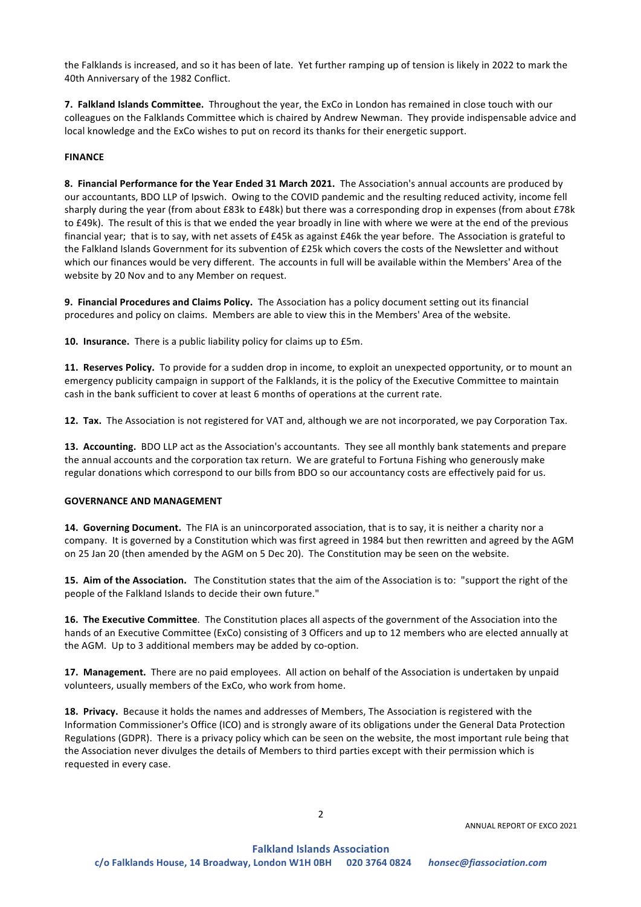the Falklands is increased, and so it has been of late. Yet further ramping up of tension is likely in 2022 to mark the 40th Anniversary of the 1982 Conflict.

**7. Falkland Islands Committee.** Throughout the year, the ExCo in London has remained in close touch with our colleagues on the Falklands Committee which is chaired by Andrew Newman. They provide indispensable advice and local knowledge and the ExCo wishes to put on record its thanks for their energetic support.

**FINANCE**

**8. Financial Performance for the Year Ended 31 March 2021.** The Association's annual accounts are produced by our accountants, BDO LLP of Ipswich. Owing to the COVID pandemic and the resulting reduced activity, income fell sharply during the year (from about £83k to £48k) but there was a corresponding drop in expenses (from about £78k to £49k). The result of this is that we ended the year broadly in line with where we were at the end of the previous financial year; that is to say, with net assets of £45k as against £46k the year before. The Association is grateful to the Falkland Islands Government for its subvention of £25k which covers the costs of the Newsletter and without which our finances would be very different. The accounts in full will be available within the Members' Area of the website by 20 Nov and to any Member on request.

**9. Financial Procedures and Claims Policy.** The Association has a policy document setting out its financial procedures and policy on claims. Members are able to view this in the Members' Area of the website.

**10. Insurance.** There is a public liability policy for claims up to £5m.

**11. Reserves Policy.** To provide for a sudden drop in income, to exploit an unexpected opportunity, or to mount an emergency publicity campaign in support of the Falklands, it is the policy of the Executive Committee to maintain cash in the bank sufficient to cover at least 6 months of operations at the current rate.

**12. Tax.** The Association is not registered for VAT and, although we are not incorporated, we pay Corporation Tax.

**13. Accounting.** BDO LLP act as the Association's accountants. They see all monthly bank statements and prepare the annual accounts and the corporation tax return. We are grateful to Fortuna Fishing who generously make regular donations which correspond to our bills from BDO so our accountancy costs are effectively paid for us.

**GOVERNANCE AND MANAGEMENT**

**14. Governing Document.** The FIA is an unincorporated association, that is to say, it is neither a charity nor a company. It is governed by a Constitution which was first agreed in 1984 but then rewritten and agreed by the AGM on 25 Jan 20 (then amended by the AGM on 5 Dec 20). The Constitution may be seen on the website.

**15. Aim of the Association.** The Constitution states that the aim of the Association is to: "support the right of the people of the Falkland Islands to decide their own future."

**16. The Executive Committee**. The Constitution places all aspects of the government of the Association into the hands of an Executive Committee (ExCo) consisting of 3 Officers and up to 12 members who are elected annually at the AGM. Up to 3 additional members may be added by co-option.

**17. Management.** There are no paid employees. All action on behalf of the Association is undertaken by unpaid volunteers, usually members of the ExCo, who work from home.

**18. Privacy.** Because it holds the names and addresses of Members, The Association is registered with the Information Commissioner's Office (ICO) and is strongly aware of its obligations under the General Data Protection Regulations (GDPR). There is a privacy policy which can be seen on the website, the most important rule being that the Association never divulges the details of Members to third parties except with their permission which is requested in every case.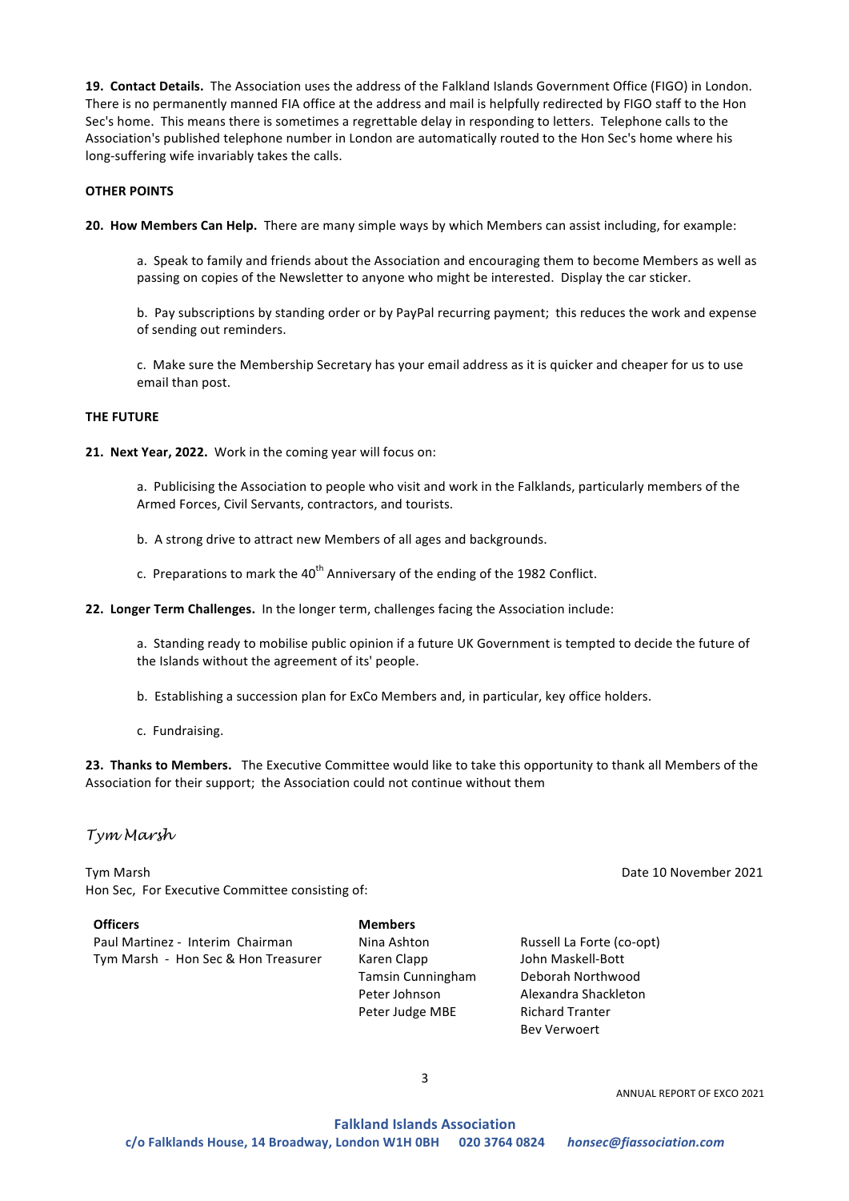**19. Contact Details.** The Association uses the address of the Falkland Islands Government Office (FIGO) in London. There is no permanently manned FIA office at the address and mail is helpfully redirected by FIGO staff to the Hon Sec's home. This means there is sometimes a regrettable delay in responding to letters. Telephone calls to the Association's published telephone number in London are automatically routed to the Hon Sec's home where his long-suffering wife invariably takes the calls.

**OTHER POINTS**

**20. How Members Can Help.** There are many simple ways by which Members can assist including, for example:

a. Speak to family and friends about the Association and encouraging them to become Members as well as passing on copies of the Newsletter to anyone who might be interested. Display the car sticker.

b. Pay subscriptions by standing order or by PayPal recurring payment; this reduces the work and expense of sending out reminders.

c. Make sure the Membership Secretary has your email address as it is quicker and cheaper for us to use email than post.

**THE FUTURE**

**21. Next Year, 2022.** Work in the coming year will focus on:

a. Publicising the Association to people who visit and work in the Falklands, particularly members of the Armed Forces, Civil Servants, contractors, and tourists.

b. A strong drive to attract new Members of all ages and backgrounds.

c. Preparations to mark the 40th Anniversary of the ending of the 1982 Conflict.

**22. Longer Term Challenges.** In the longer term, challenges facing the Association include:

a. Standing ready to mobilise public opinion if a future UK Government is tempted to decide the future of the Islands without the agreement of its' people.

b. Establishing a succession plan for ExCo Members and, in particular, key office holders.

c. Fundraising.

**23. Thanks to Members.** The Executive Committee would like to take this opportunity to thank all Members of the Association for their support; the Association could not continue without them

*Tym Marsh*

Tym Marsh
Hon Sec, For Executive Committee consisting of:

Date 10 November 2021

**Officers**
Paul Martinez - Interim Chairman
Tym Marsh - Hon Sec & Hon Treasurer

**Members**
Nina Ashton
Karen Clapp
Tamsin Cunningham
Peter Johnson
Peter Judge MBE
Russell La Forte (co-opt)
John Maskell-Bott
Deborah Northwood
Alexandra Shackleton
Richard Tranter
Bev Verwoert

**Falkland Islands Association**
**c/o Falklands House, 14 Broadway, London W1H 0BH 020 3764 0824** ***honsec@fiassociation.com***